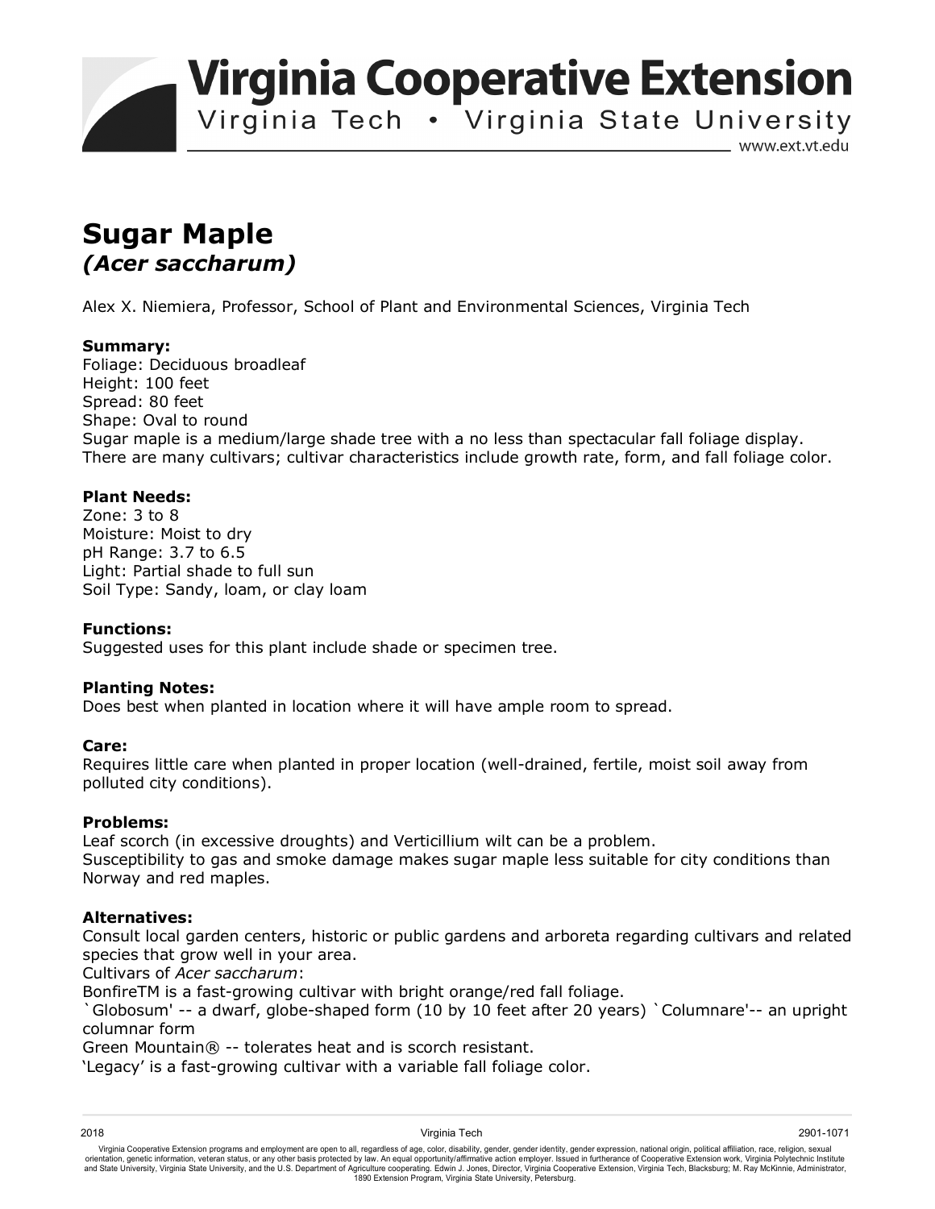# Sugar Maple
## *(Acer saccharum)*

Alex X. Niemiera, Professor, School of Plant and Environmental Sciences, Virginia Tech

**Summary:**
Foliage: Deciduous broadleaf
Height: 100 feet
Spread: 80 feet
Shape: Oval to round
Sugar maple is a medium/large shade tree with a no less than spectacular fall foliage display. There are many cultivars; cultivar characteristics include growth rate, form, and fall foliage color.

**Plant Needs:**
Zone: 3 to 8
Moisture: Moist to dry
pH Range: 3.7 to 6.5
Light: Partial shade to full sun
Soil Type: Sandy, loam, or clay loam

**Functions:**
Suggested uses for this plant include shade or specimen tree.

**Planting Notes:**
Does best when planted in location where it will have ample room to spread.

**Care:**
Requires little care when planted in proper location (well-drained, fertile, moist soil away from polluted city conditions).

**Problems:**
Leaf scorch (in excessive droughts) and Verticillium wilt can be a problem.
Susceptibility to gas and smoke damage makes sugar maple less suitable for city conditions than Norway and red maples.

**Alternatives:**
Consult local garden centers, historic or public gardens and arboreta regarding cultivars and related species that grow well in your area.
Cultivars of *Acer saccharum*:
BonfireTM is a fast-growing cultivar with bright orange/red fall foliage.
`Globosum' -- a dwarf, globe-shaped form (10 by 10 feet after 20 years) `Columnare'-- an upright columnar form
Green Mountain® -- tolerates heat and is scorch resistant.
'Legacy' is a fast-growing cultivar with a variable fall foliage color.

Virginia Cooperative Extension programs and employment are open to all, regardless of age, color, disability, gender, gender identity, gender expression, national origin, political affiliation, race, religion, sexual orientation, genetic information, veteran status, or any other basis protected by law. An equal opportunity/affirmative action employer. Issued in furtherance of Cooperative Extension work, Virginia Polytechnic Institute and State University, Virginia State University, and the U.S. Department of Agriculture cooperating. Edwin J. Jones, Director, Virginia Cooperative Extension, Virginia Tech, Blacksburg; M. Ray McKinnie, Administrator, 1890 Extension Program, Virginia State University, Petersburg.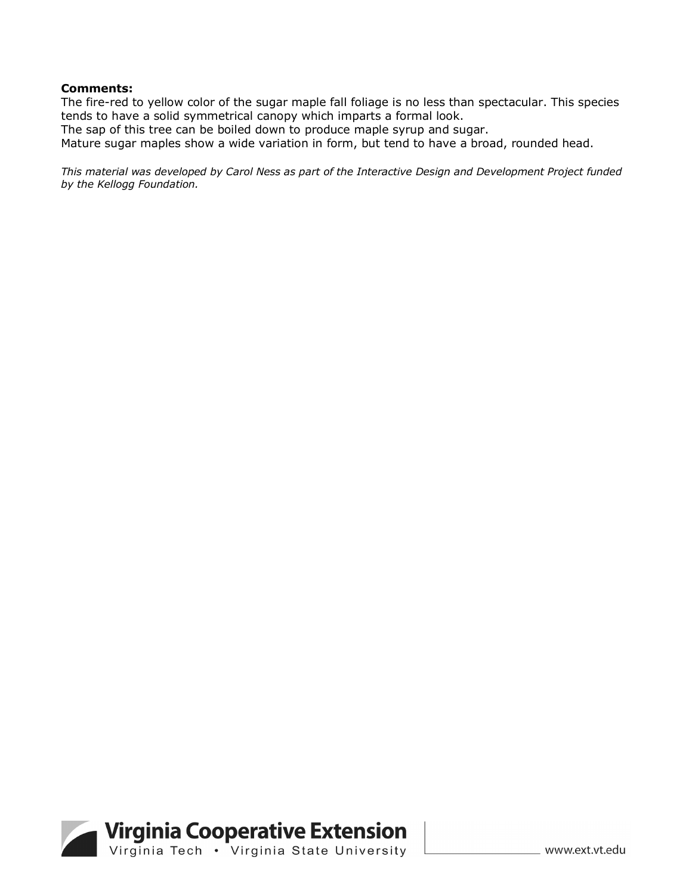**Comments:**

The fire-red to yellow color of the sugar maple fall foliage is no less than spectacular. This species tends to have a solid symmetrical canopy which imparts a formal look.

The sap of this tree can be boiled down to produce maple syrup and sugar.

Mature sugar maples show a wide variation in form, but tend to have a broad, rounded head.

*This material was developed by Carol Ness as part of the Interactive Design and Development Project funded by the Kellogg Foundation.*

**Virginia Cooperative Extension**
Virginia Tech • Virginia State University

www.ext.vt.edu